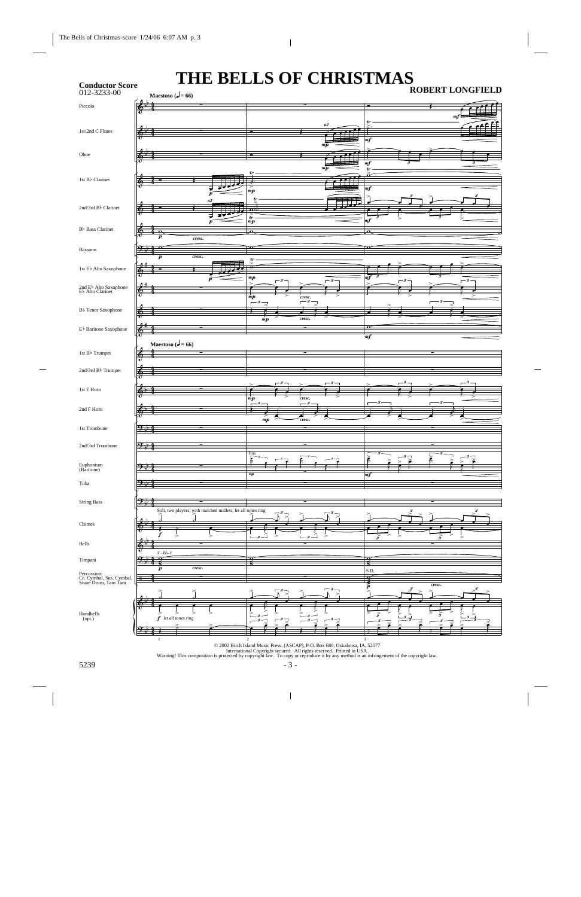# THE BELLS OF CHRISTMAS

**Conductor Score**
012-3233-00

**ROBERT LONGFIELD**

**Maestoso (♩= 66)**

Piccolo
1st/2nd C Flutes
Oboe
1st B♭ Clarinet
2nd/3rd B♭ Clarinet
B♭ Bass Clarinet
Bassoon
1st E♭ Alto Saxophone
2nd E♭ Alto Saxophone / E♭ Alto Clarinet
B♭ Tenor Saxophone
E♭ Baritone Saxophone
1st B♭ Trumpet
2nd/3rd B♭ Trumpet
1st F Horn
2nd F Horn
1st Trombone
2nd/3rd Trombone
Euphonium (Baritone)
Tuba
String Bass
Chimes
Bells
Timpani
Percussion: Cr. Cymbal, Sus. Cymbal, Snare Drum, Tam Tam
Handbells (opt.)

Soli, two players, with matched mallets, let all tones ring

*let all tones ring*

F - B♭ - F

© 2002 Birch Island Music Press, (ASCAP), P.O. Box 680, Oskaloosa, IA, 52577
International Copyright secured. All rights reserved. Printed in USA.
Warning! This composition is protected by copyright law. To copy or reproduce it by any method is an infringement of the copyright law.

5239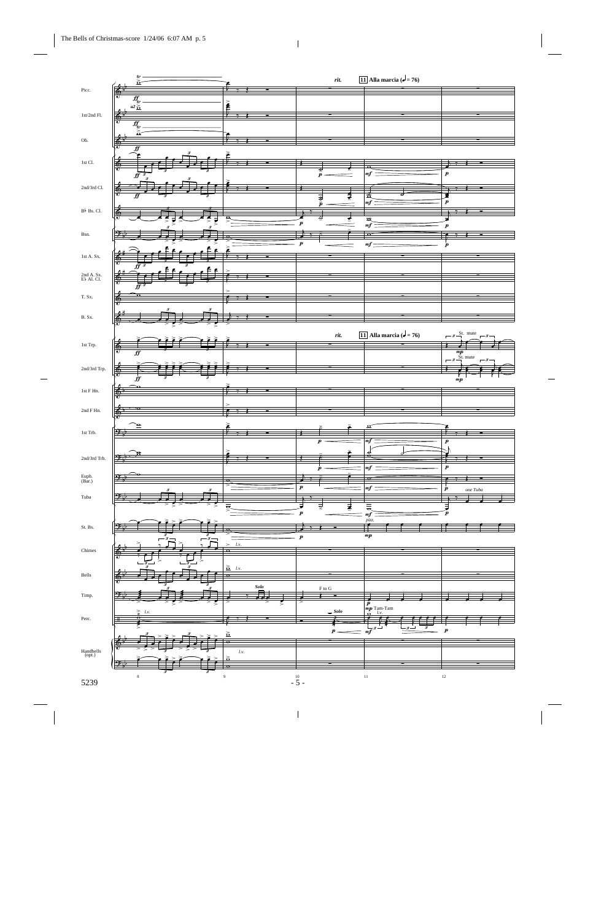rit. **11 Alla marcia (♩ = 76)**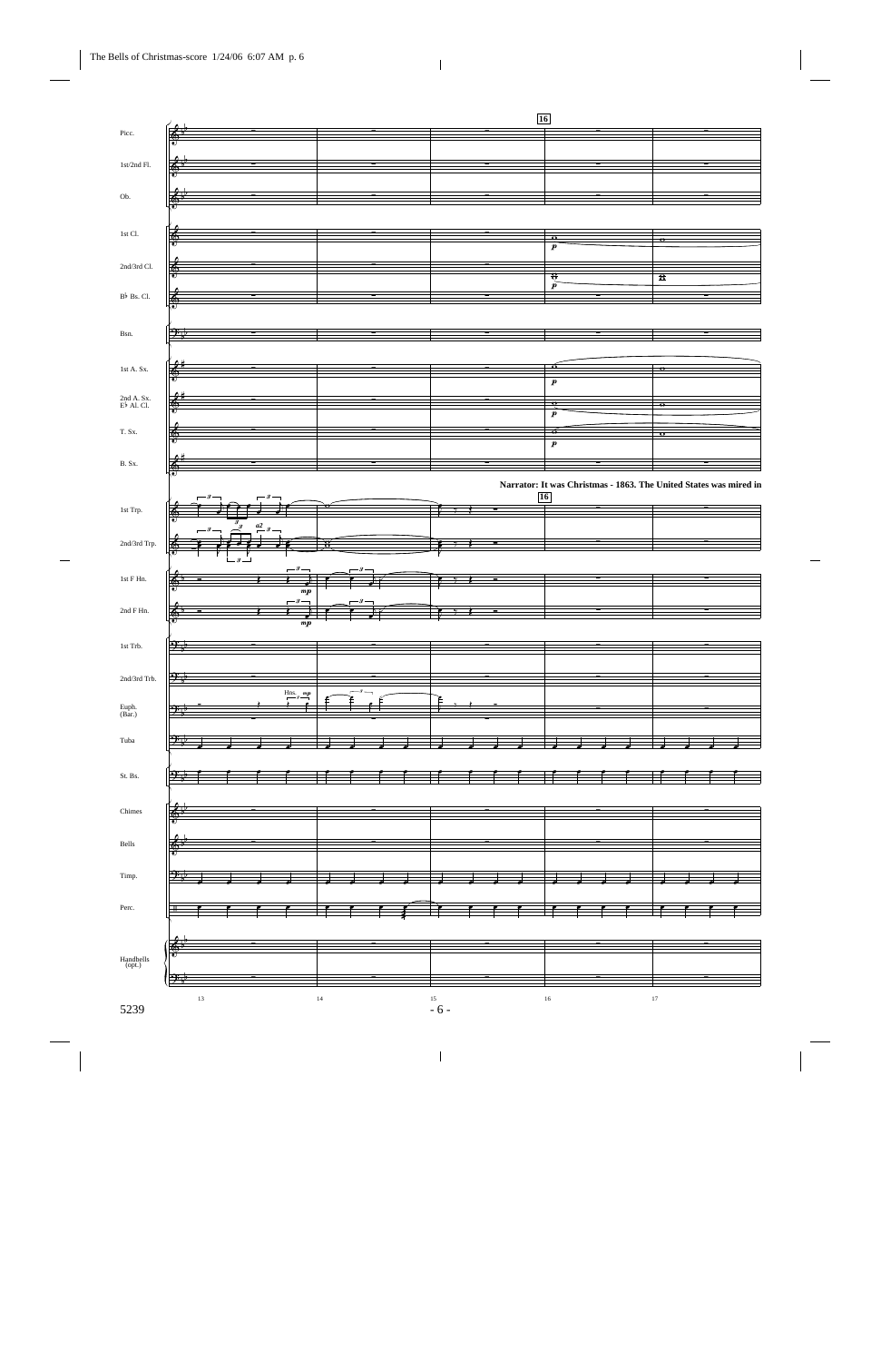Narrator: It was Christmas - 1863. The United States was mired in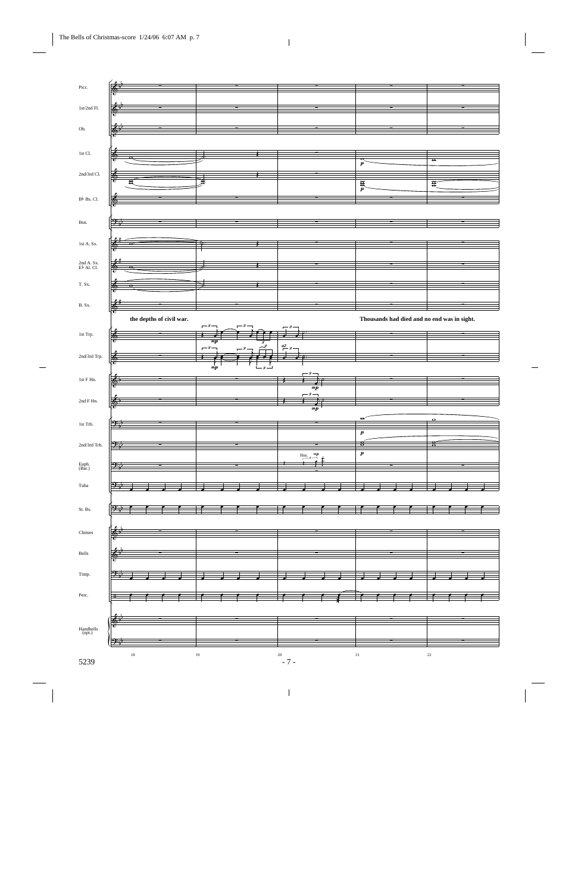the depths of civil war.

Thousands had died and no end was in sight.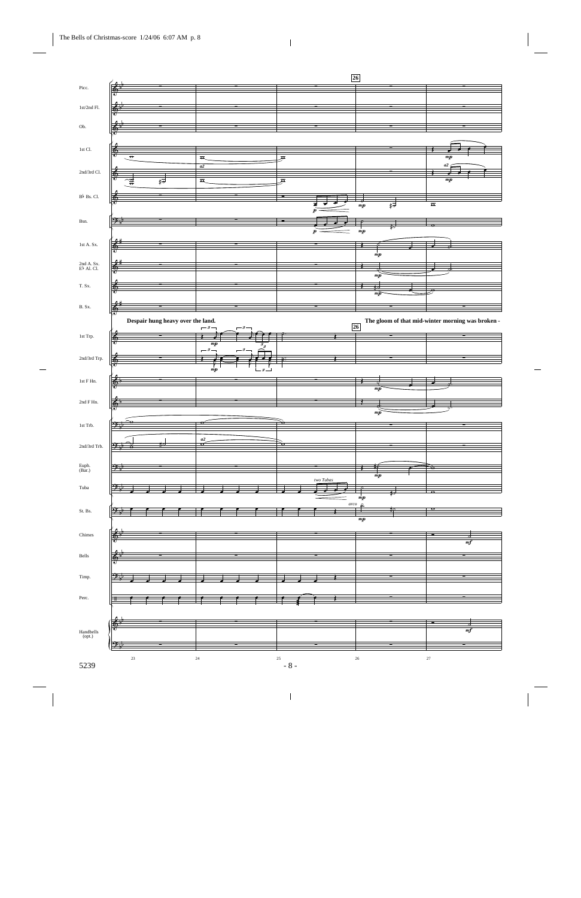Picc.

1st/2nd Fl.

Ob.

1st Cl.

2nd/3rd Cl.

B♭ Bs. Cl.

Bsn.

1st A. Sx.

2nd A. Sx. E♭ Al. Cl.

T. Sx.

B. Sx.

Despair hung heavy over the land.

The gloom of that mid-winter morning was broken -

1st Trp.

2nd/3rd Trp.

1st F Hn.

2nd F Hn.

1st Trb.

2nd/3rd Trb.

Euph. (Bar.)

Tuba

St. Bs.

Chimes

Bells

Timp.

Perc.

Handbells (opt.)

5239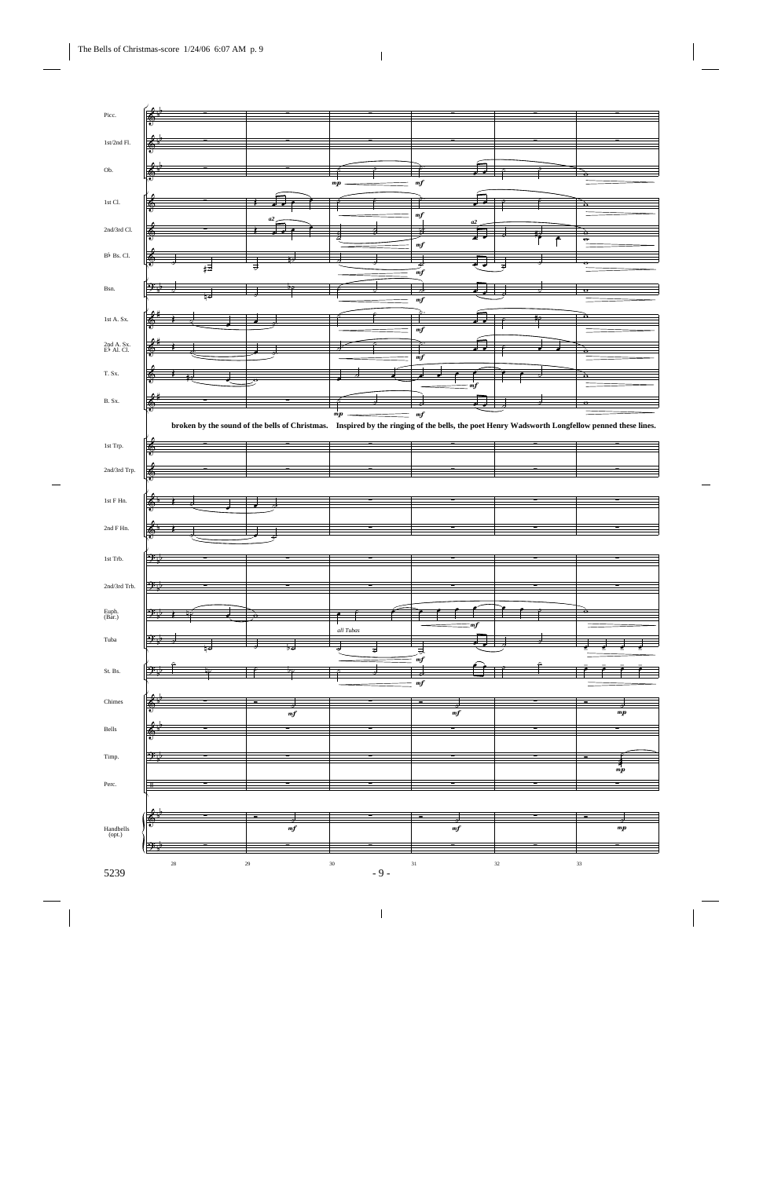broken by the sound of the bells of Christmas. Inspired by the ringing of the bells, the poet Henry Wadsworth Longfellow penned these lines.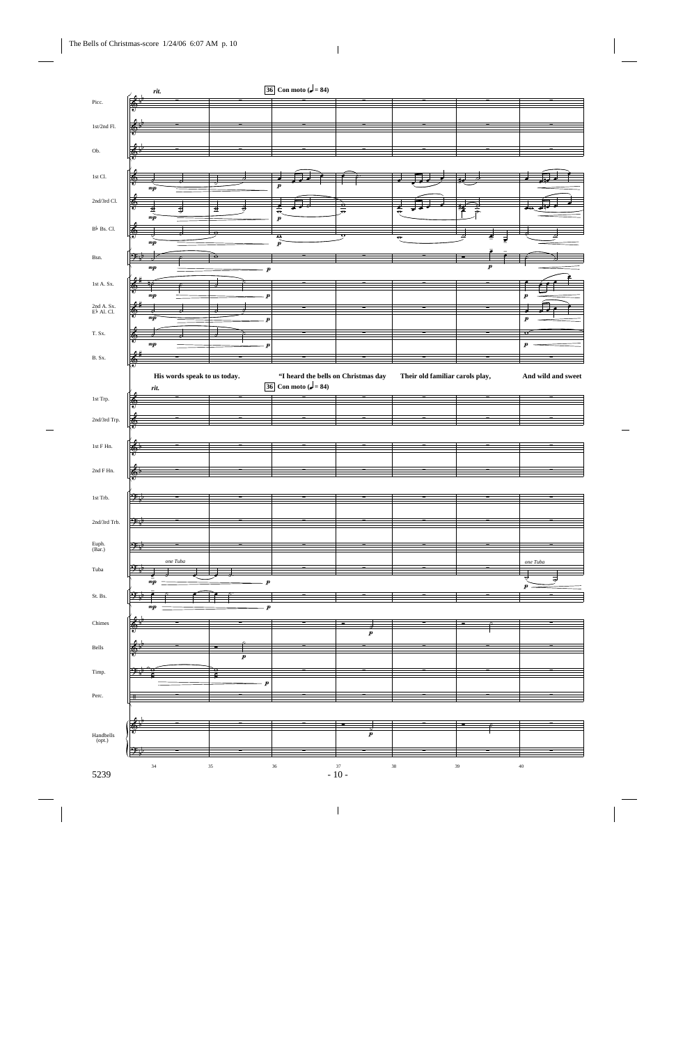*rit.*

**36** **Con moto (♩= 84)**

Picc.

1st/2nd Fl.

Ob.

1st Cl.

2nd/3rd Cl.

B♭ Bs. Cl.

Bsn.

1st A. Sx.

2nd A. Sx. E♭ Al. Cl.

T. Sx.

B. Sx.

**His words speak to us today.** **"I heard the bells on Christmas day** **Their old familiar carols play,** **And wild and sweet**

*rit.*

**36** **Con moto (♩= 84)**

1st Trp.

2nd/3rd Trp.

1st F Hn.

2nd F Hn.

1st Trb.

2nd/3rd Trb.

Euph. (Bar.)

Tuba *one Tuba* *one Tuba*

St. Bs.

Chimes

Bells

Timp.

Perc.

Handbells (opt.)

34 35 36 37 38 39 40

5239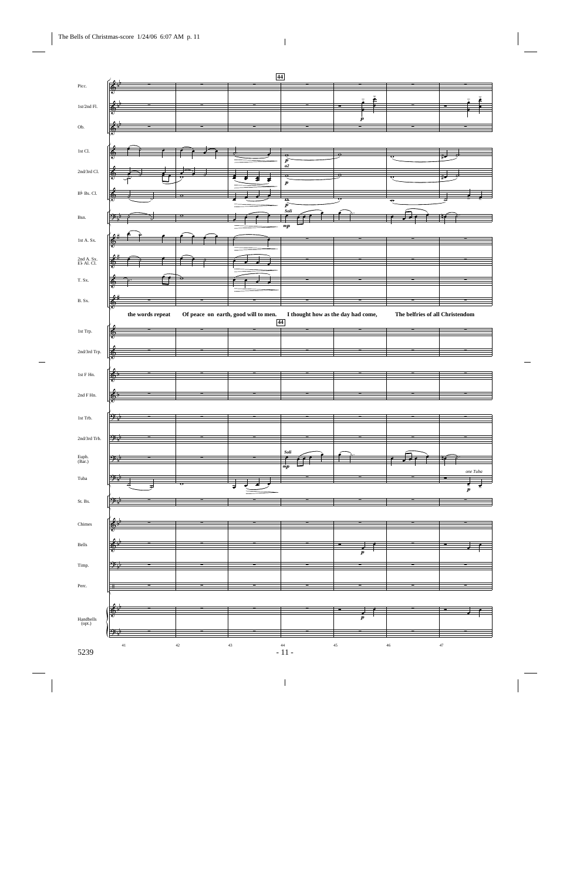Picc.

1st/2nd Fl.

Ob.

1st Cl.

2nd/3rd Cl.

B♭ Bs. Cl.

Bsn.

1st A. Sx.

2nd A. Sx. E♭ Al. Cl.

T. Sx.

B. Sx.

**44**

*p* *a2* *p* *p* Soli *mp* *p*

**the words repeat** **Of peace on earth, good will to men.** **I thought how as the day had come,** **The belfries of all Christendom**

1st Trp.

2nd/3rd Trp.

1st F Hn.

2nd F Hn.

1st Trb.

2nd/3rd Trb.

Euph. (Bar.)

Tuba

St. Bs.

Chimes

Bells

Timp.

Perc.

Handbells (opt.)

Soli *mp* *one Tuba* *p* *p* *p*

41 42 43 44 45 46 47

5239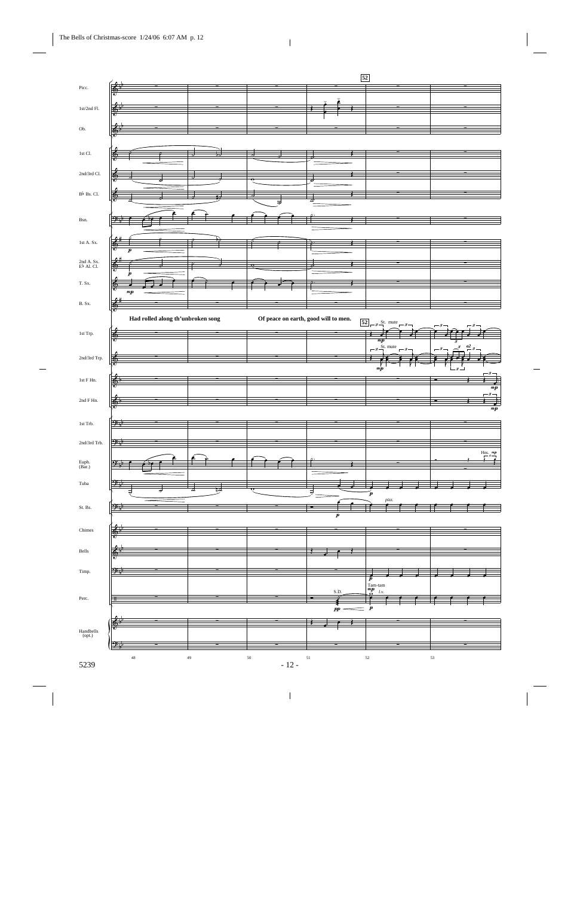**52**

Picc.

1st/2nd Fl.

Ob.

1st Cl.

2nd/3rd Cl.

B♭ Bs. Cl.

Bsn.

1st A. Sx.

2nd A. Sx. E♭ Al. Cl.

T. Sx.

B. Sx.

Had rolled along th'unbroken song

Of peace on earth, good will to men.

1st Trp.

2nd/3rd Trp.

1st F Hn.

2nd F Hn.

1st Trb.

2nd/3rd Trb.

Euph. (Bar.)

Tuba

St. Bs.

Chimes

Bells

Timp.

Perc.

Handbells (opt.)

St. mute

St. mute

a2

Hns. *mp*

pizz.

S.D.

Tam-tam

l.v.

*p* *mp* *pp*

48 49 50 51 52 53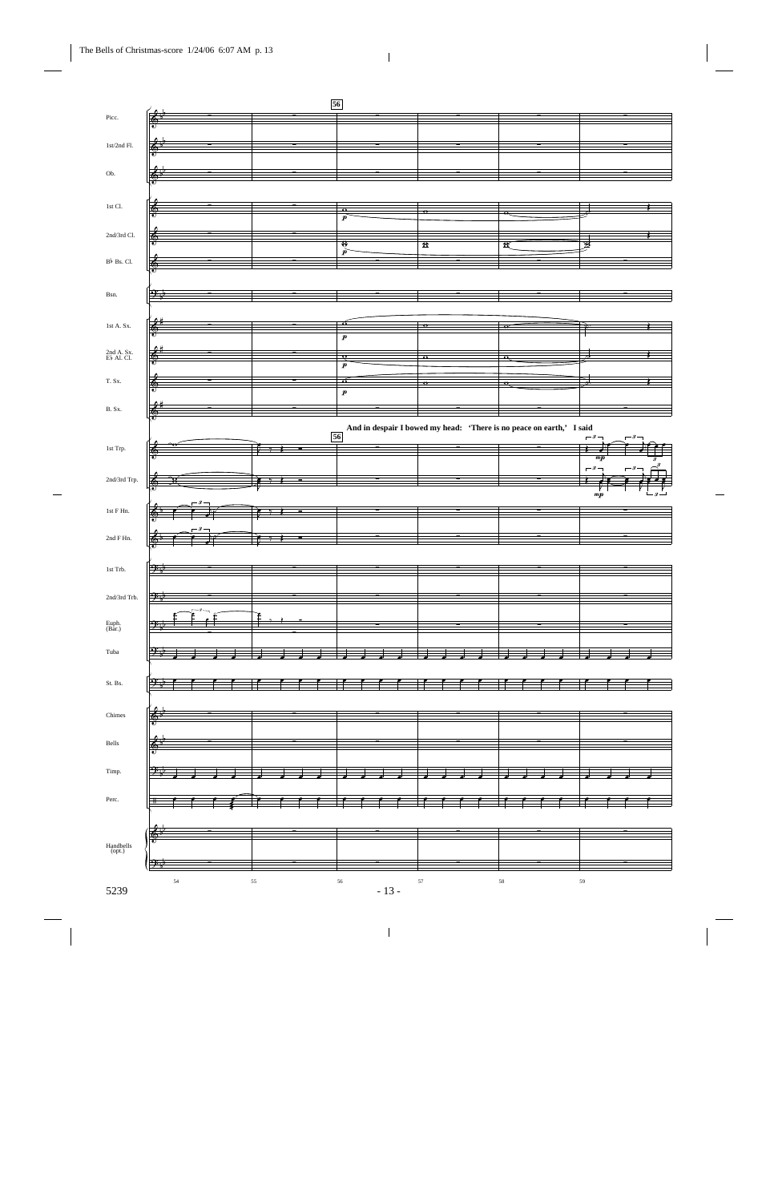And in despair I bowed my head: 'There is no peace on earth,' I said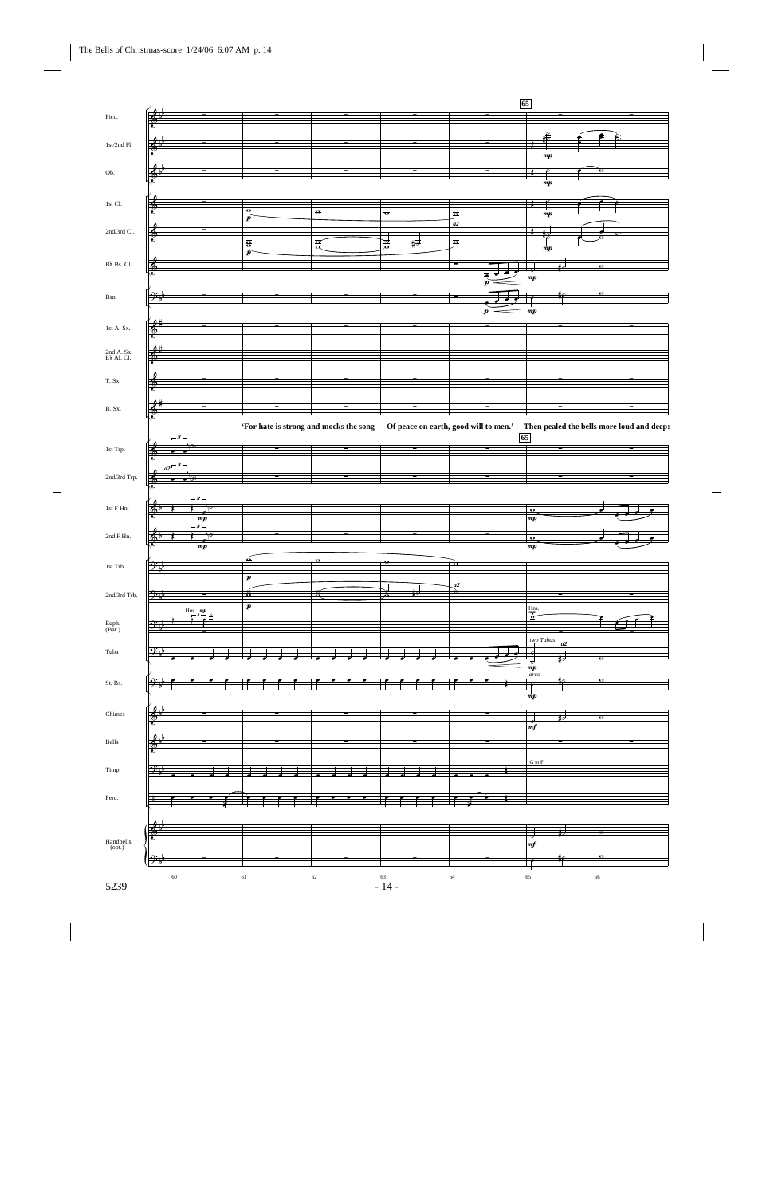'For hate is strong and mocks the song Of peace on earth, good will to men.' Then pealed the bells more loud and deep: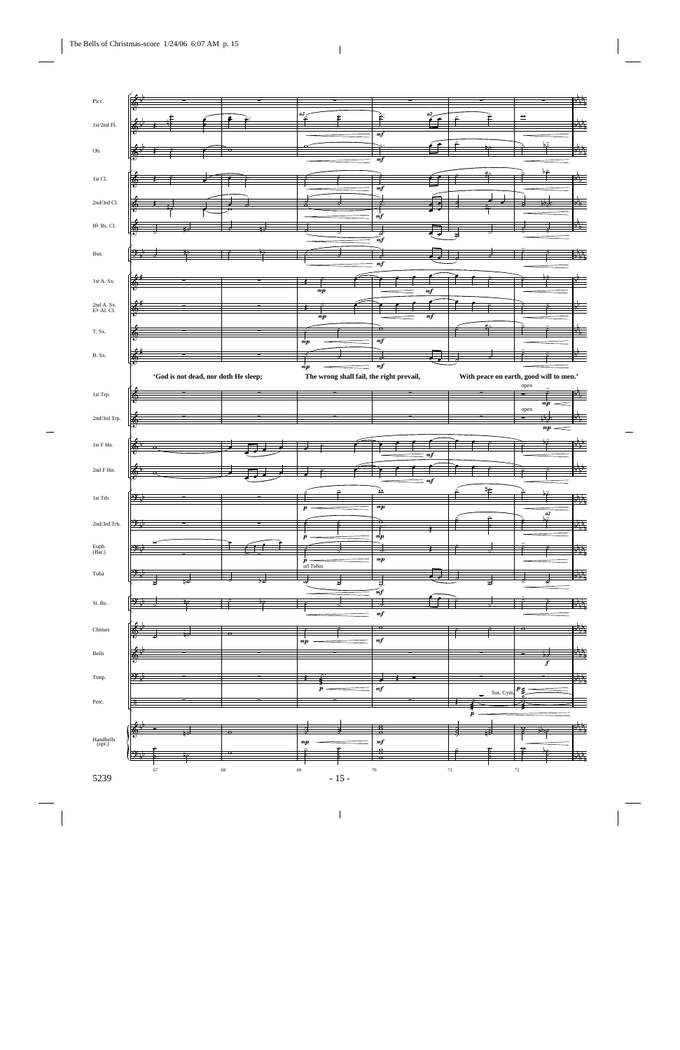'God is not dead, nor doth He sleep;

The wrong shall fail, the right prevail,

With peace on earth, good will to men.'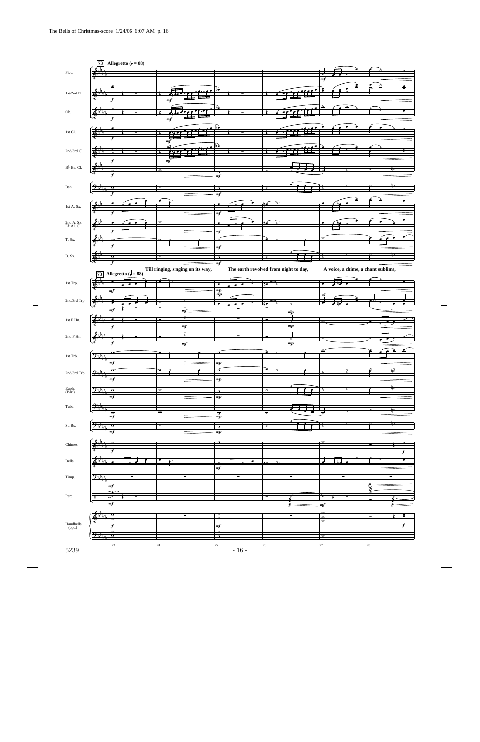73 Allegretto (♩ = 88)

Picc.

1st/2nd Fl.

Ob.

1st Cl.

2nd/3rd Cl.

B♭ Bs. Cl.

Bsn.

1st A. Sx.

2nd A. Sx. E♭ Al. Cl.

T. Sx.

B. Sx.

Till ringing, singing on its way, The earth revolved from night to day, A voice, a chime, a chant sublime,

73 Allegretto (♩ = 88)

1st Trp.

2nd/3rd Trp.

1st F Hn.

2nd F Hn.

1st Trb.

2nd/3rd Trb.

Euph. (Bar.)

Tuba

St. Bs.

Chimes

Bells

Timp.

Perc.

Handbells (opt.)

73 74 75 76 77 78

5239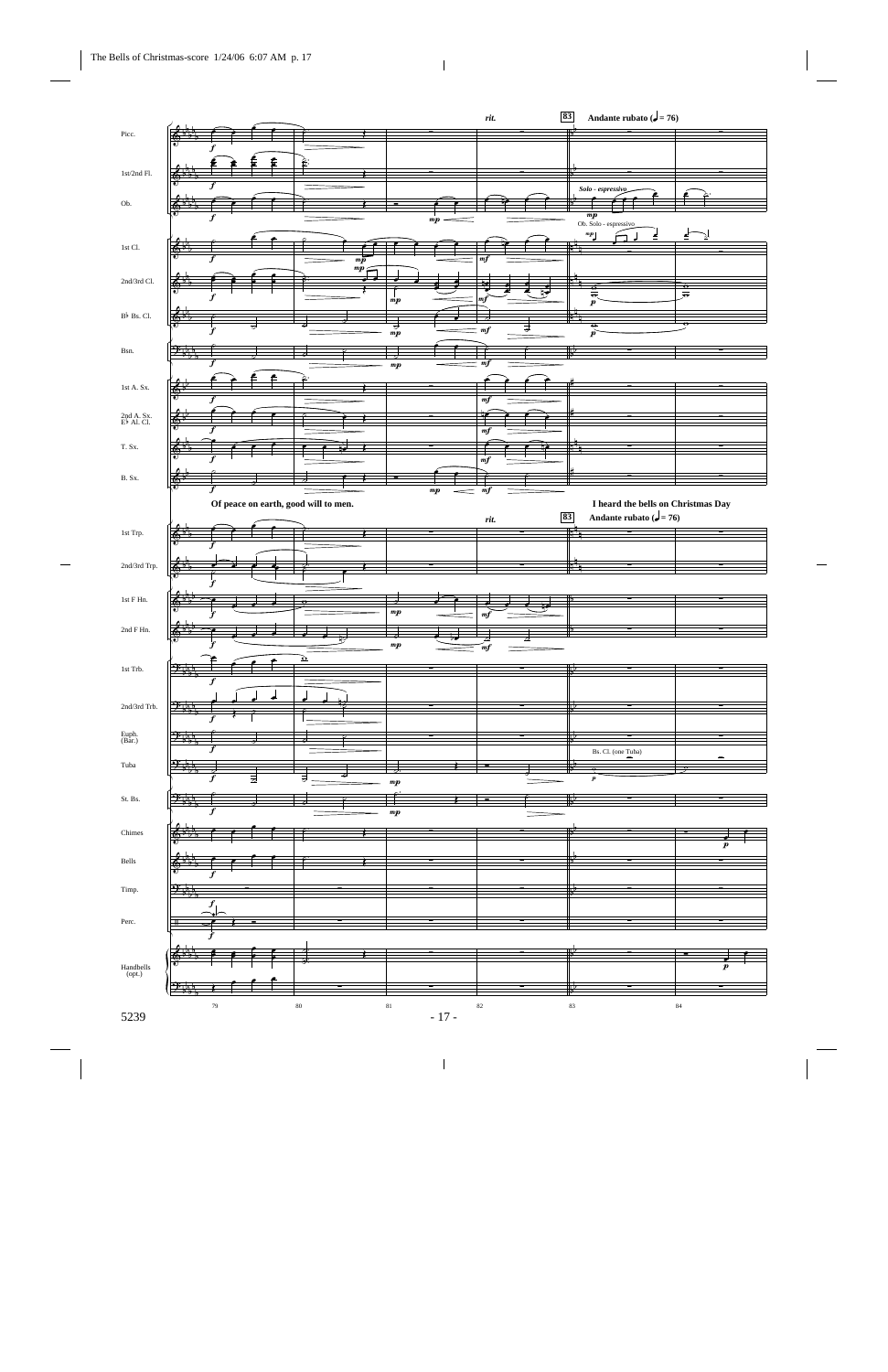rit.

**83** **Andante rubato (♩= 76)**

Picc.

1st/2nd Fl.

Ob. *Solo - espressivo*

1st Cl. Ob. Solo - espressivo

2nd/3rd Cl.

B♭ Bs. Cl.

Bsn.

1st A. Sx.

2nd A. Sx. E♭ Al. Cl.

T. Sx.

B. Sx.

**Of peace on earth, good will to men.**

**I heard the bells on Christmas Day**

rit.

**83** **Andante rubato (♩= 76)**

1st Trp.

2nd/3rd Trp.

1st F Hn.

2nd F Hn.

1st Trb.

2nd/3rd Trb.

Euph. (Bar.)

Tuba Bs. Cl. (one Tuba)

St. Bs.

Chimes

Bells

Timp.

Perc.

Handbells (opt.)

79 80 81 82 83 84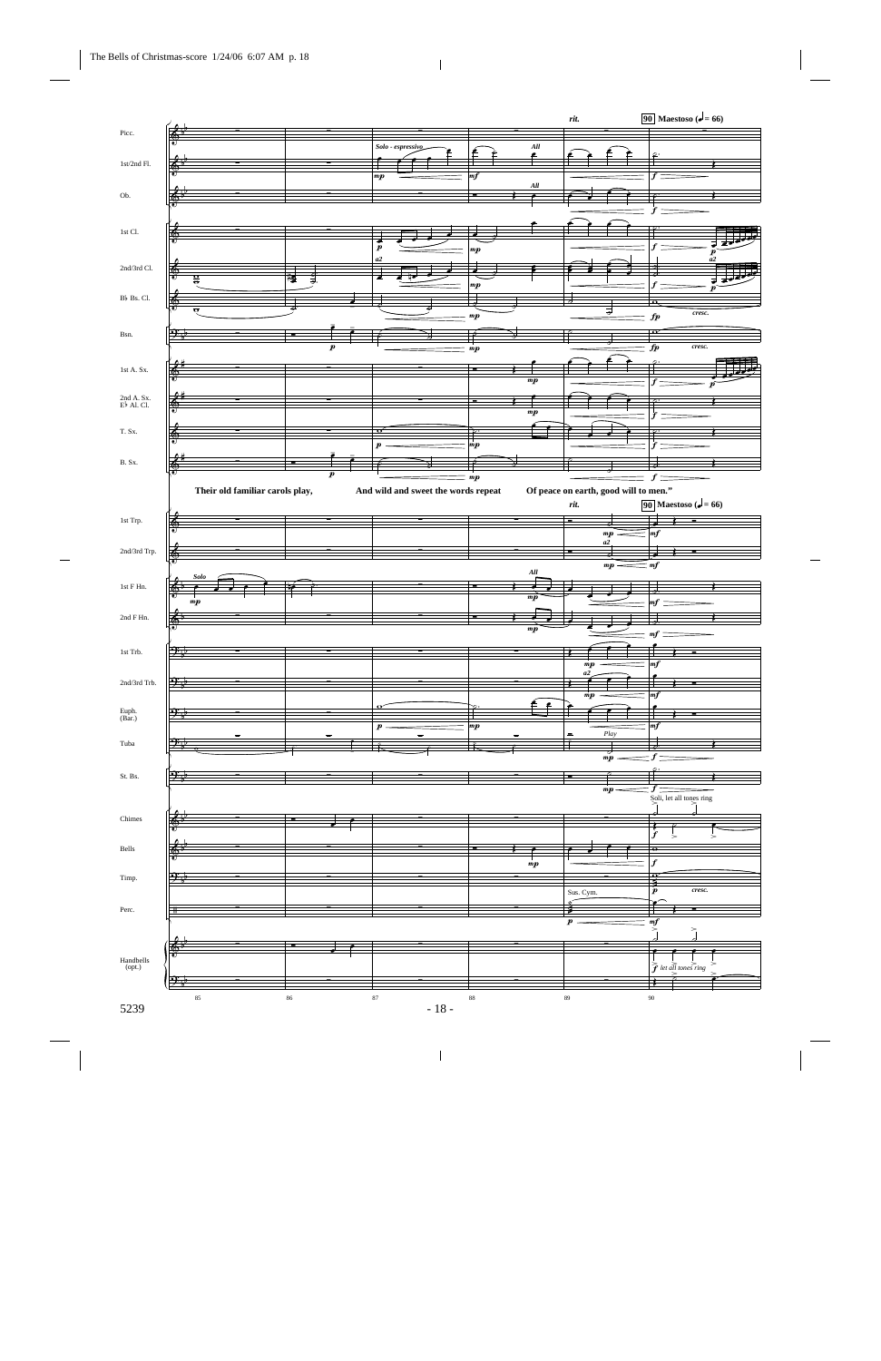Their old familiar carols play,

And wild and sweet the words repeat

Of peace on earth, good will to men."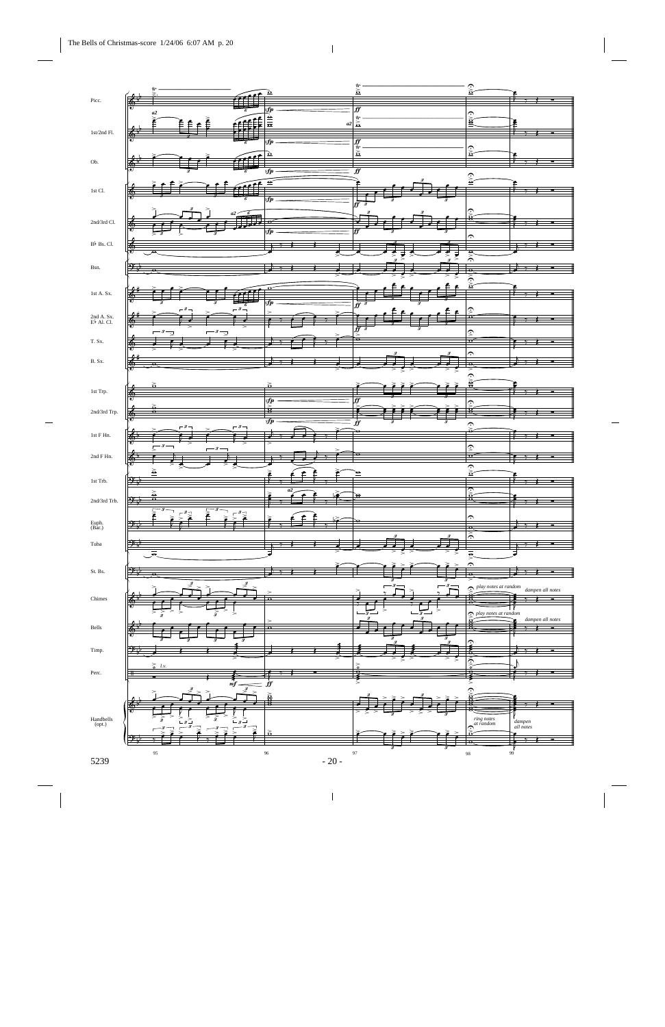Picc.

1st/2nd Fl.

Ob.

1st Cl.

2nd/3rd Cl.

B♭ Bs. Cl.

Bsn.

1st A. Sx.

2nd A. Sx. E♭ Al. Cl.

T. Sx.

B. Sx.

1st Trp.

2nd/3rd Trp.

1st F Hn.

2nd F Hn.

1st Trb.

2nd/3rd Trb.

Euph. (Bar.)

Tuba

St. Bs.

Chimes

Bells

Timp.

Perc.

Handbells (opt.)

*play notes at random* *dampen all notes*

*ring notes at random* *dampen all notes*

5239